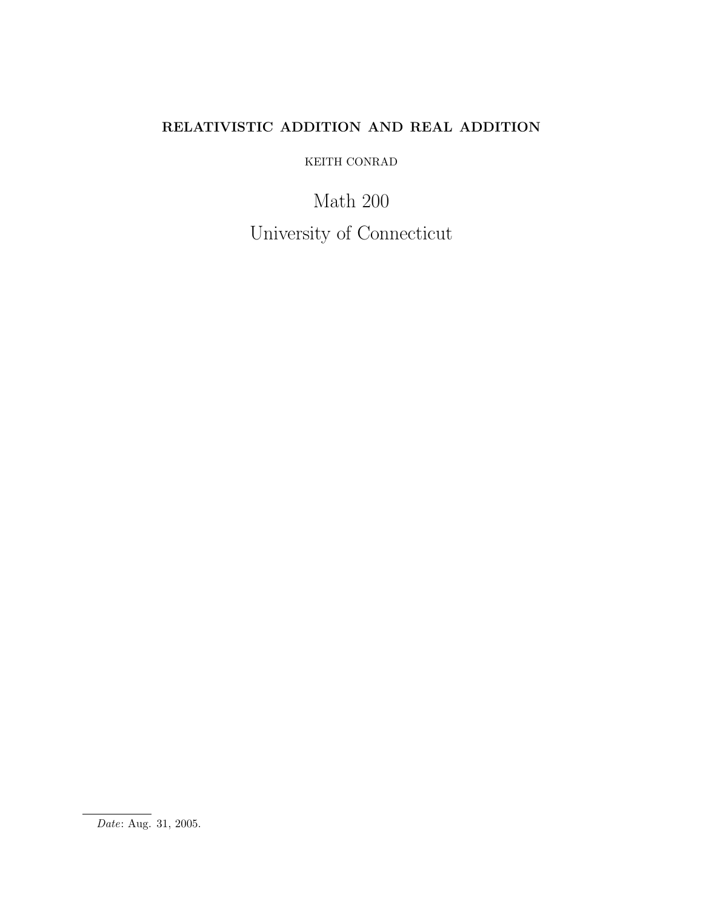# RELATIVISTIC ADDITION AND REAL ADDITION

KEITH CONRAD

Math 200

University of Connecticut

---

*Date*: Aug. 31, 2005.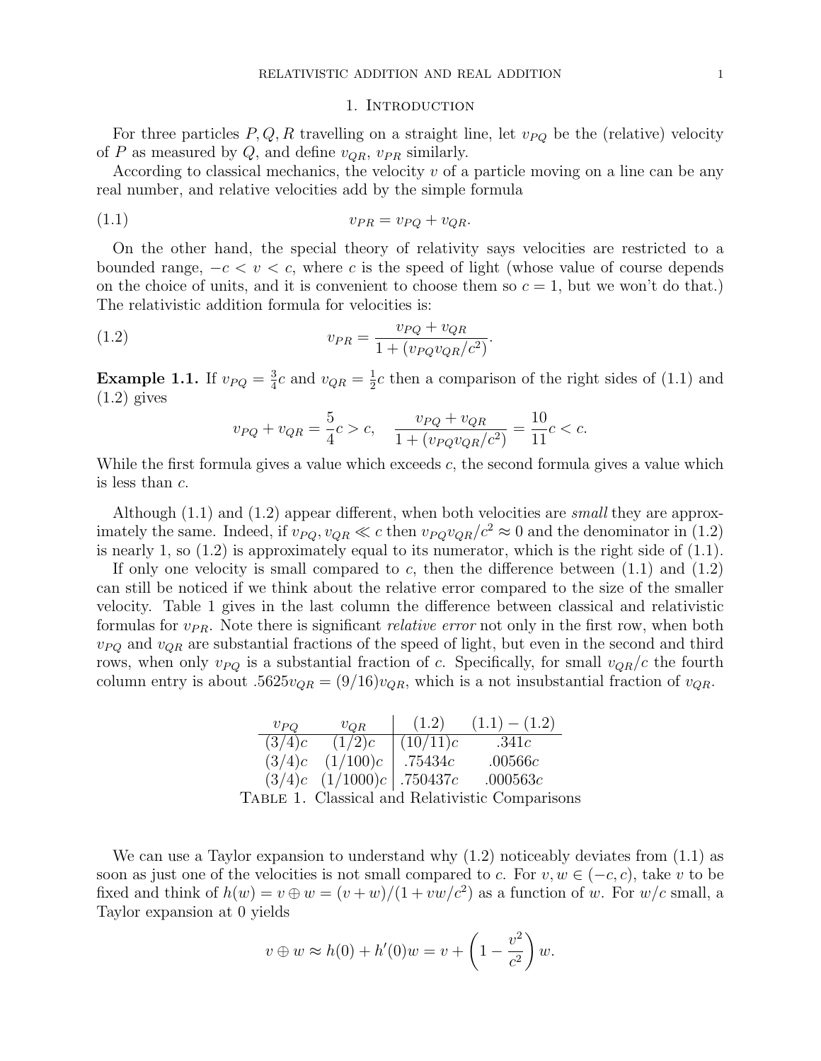## 1. Introduction

For three particles $P, Q, R$ travelling on a straight line, let $v_{PQ}$ be the (relative) velocity of $P$ as measured by $Q$, and define $v_{QR}$, $v_{PR}$ similarly.

According to classical mechanics, the velocity $v$ of a particle moving on a line can be any real number, and relative velocities add by the simple formula

$$v_{PR} = v_{PQ} + v_{QR}. \tag{1.1}$$

On the other hand, the special theory of relativity says velocities are restricted to a bounded range, $-c < v < c$, where $c$ is the speed of light (whose value of course depends on the choice of units, and it is convenient to choose them so $c = 1$, but we won't do that.) The relativistic addition formula for velocities is:

$$v_{PR} = \frac{v_{PQ} + v_{QR}}{1 + (v_{PQ}v_{QR}/c^2)}. \tag{1.2}$$

**Example 1.1.** If $v_{PQ} = \frac{3}{4}c$ and $v_{QR} = \frac{1}{2}c$ then a comparison of the right sides of (1.1) and (1.2) gives

$$v_{PQ} + v_{QR} = \frac{5}{4}c > c, \quad \frac{v_{PQ} + v_{QR}}{1 + (v_{PQ}v_{QR}/c^2)} = \frac{10}{11}c < c.$$

While the first formula gives a value which exceeds $c$, the second formula gives a value which is less than $c$.

Although (1.1) and (1.2) appear different, when both velocities are *small* they are approximately the same. Indeed, if $v_{PQ}, v_{QR} \ll c$ then $v_{PQ}v_{QR}/c^2 \approx 0$ and the denominator in (1.2) is nearly 1, so (1.2) is approximately equal to its numerator, which is the right side of (1.1).

If only one velocity is small compared to $c$, then the difference between (1.1) and (1.2) can still be noticed if we think about the relative error compared to the size of the smaller velocity. Table 1 gives in the last column the difference between classical and relativistic formulas for $v_{PR}$. Note there is significant *relative error* not only in the first row, when both $v_{PQ}$ and $v_{QR}$ are substantial fractions of the speed of light, but even in the second and third rows, when only $v_{PQ}$ is a substantial fraction of $c$. Specifically, for small $v_{QR}/c$ the fourth column entry is about $.5625v_{QR} = (9/16)v_{QR}$, which is a not insubstantial fraction of $v_{QR}$.

| $v_{PQ}$ | $v_{QR}$ | (1.2) | (1.1) − (1.2) |
|---|---|---|---|
| $(3/4)c$ | $(1/2)c$ | $(10/11)c$ | $.341c$ |
| $(3/4)c$ | $(1/100)c$ | $.75434c$ | $.00566c$ |
| $(3/4)c$ | $(1/1000)c$ | $.750437c$ | $.000563c$ |

Table 1. Classical and Relativistic Comparisons

We can use a Taylor expansion to understand why (1.2) noticeably deviates from (1.1) as soon as just one of the velocities is not small compared to $c$. For $v, w \in (-c, c)$, take $v$ to be fixed and think of $h(w) = v \oplus w = (v + w)/(1 + vw/c^2)$ as a function of $w$. For $w/c$ small, a Taylor expansion at 0 yields

$$v \oplus w \approx h(0) + h'(0)w = v + \left(1 - \frac{v^2}{c^2}\right)w.$$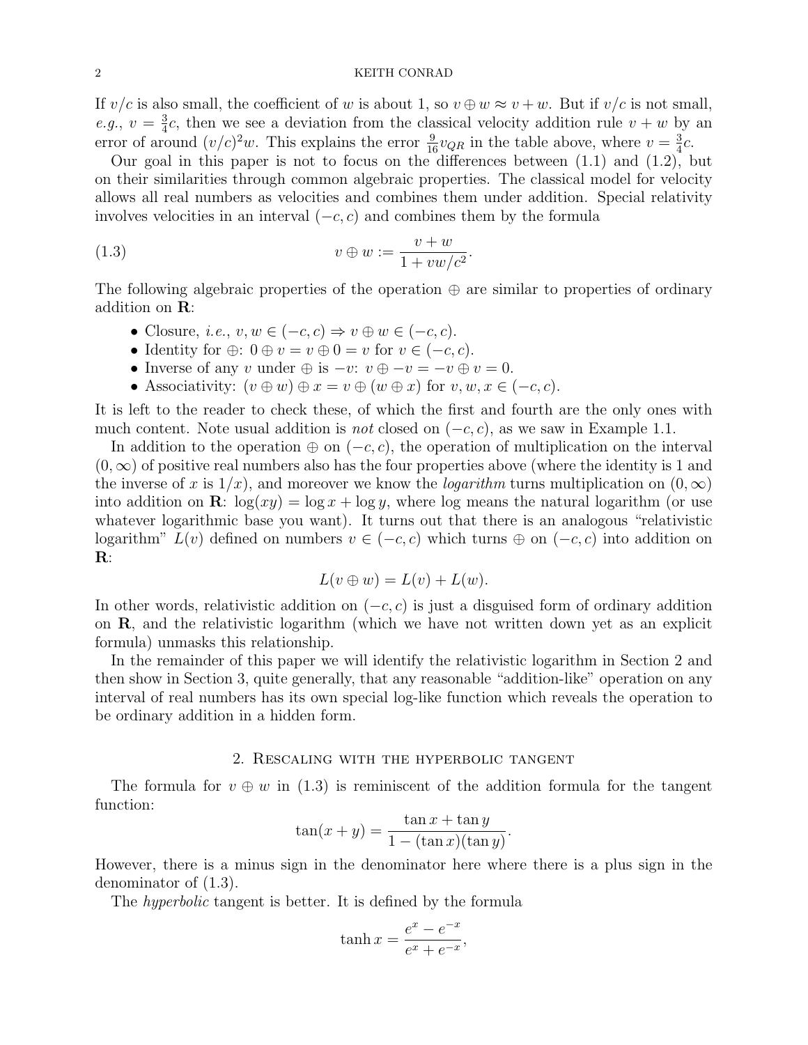If $v/c$ is also small, the coefficient of $w$ is about 1, so $v \oplus w \approx v + w$. But if $v/c$ is not small, *e.g.*, $v = \frac{3}{4}c$, then we see a deviation from the classical velocity addition rule $v + w$ by an error of around $(v/c)^2 w$. This explains the error $\frac{9}{16}v_{QR}$ in the table above, where $v = \frac{3}{4}c$.

Our goal in this paper is not to focus on the differences between (1.1) and (1.2), but on their similarities through common algebraic properties. The classical model for velocity allows all real numbers as velocities and combines them under addition. Special relativity involves velocities in an interval $(-c, c)$ and combines them by the formula

$$v \oplus w := \frac{v + w}{1 + vw/c^2}. \tag{1.3}$$

The following algebraic properties of the operation $\oplus$ are similar to properties of ordinary addition on $\mathbf{R}$:

- Closure, *i.e.*, $v, w \in (-c, c) \Rightarrow v \oplus w \in (-c, c)$.
- Identity for $\oplus$: $0 \oplus v = v \oplus 0 = v$ for $v \in (-c, c)$.
- Inverse of any $v$ under $\oplus$ is $-v$: $v \oplus -v = -v \oplus v = 0$.
- Associativity: $(v \oplus w) \oplus x = v \oplus (w \oplus x)$ for $v, w, x \in (-c, c)$.

It is left to the reader to check these, of which the first and fourth are the only ones with much content. Note usual addition is *not* closed on $(-c, c)$, as we saw in Example 1.1.

In addition to the operation $\oplus$ on $(-c, c)$, the operation of multiplication on the interval $(0, \infty)$ of positive real numbers also has the four properties above (where the identity is 1 and the inverse of $x$ is $1/x$), and moreover we know the *logarithm* turns multiplication on $(0, \infty)$ into addition on $\mathbf{R}$: $\log(xy) = \log x + \log y$, where log means the natural logarithm (or use whatever logarithmic base you want). It turns out that there is an analogous "relativistic logarithm" $L(v)$ defined on numbers $v \in (-c, c)$ which turns $\oplus$ on $(-c, c)$ into addition on $\mathbf{R}$:

$$L(v \oplus w) = L(v) + L(w).$$

In other words, relativistic addition on $(-c, c)$ is just a disguised form of ordinary addition on $\mathbf{R}$, and the relativistic logarithm (which we have not written down yet as an explicit formula) unmasks this relationship.

In the remainder of this paper we will identify the relativistic logarithm in Section 2 and then show in Section 3, quite generally, that any reasonable "addition-like" operation on any interval of real numbers has its own special log-like function which reveals the operation to be ordinary addition in a hidden form.

## 2. Rescaling with the hyperbolic tangent

The formula for $v \oplus w$ in (1.3) is reminiscent of the addition formula for the tangent function:

$$\tan(x + y) = \frac{\tan x + \tan y}{1 - (\tan x)(\tan y)}.$$

However, there is a minus sign in the denominator here where there is a plus sign in the denominator of (1.3).

The *hyperbolic* tangent is better. It is defined by the formula

$$\tanh x = \frac{e^x - e^{-x}}{e^x + e^{-x}},$$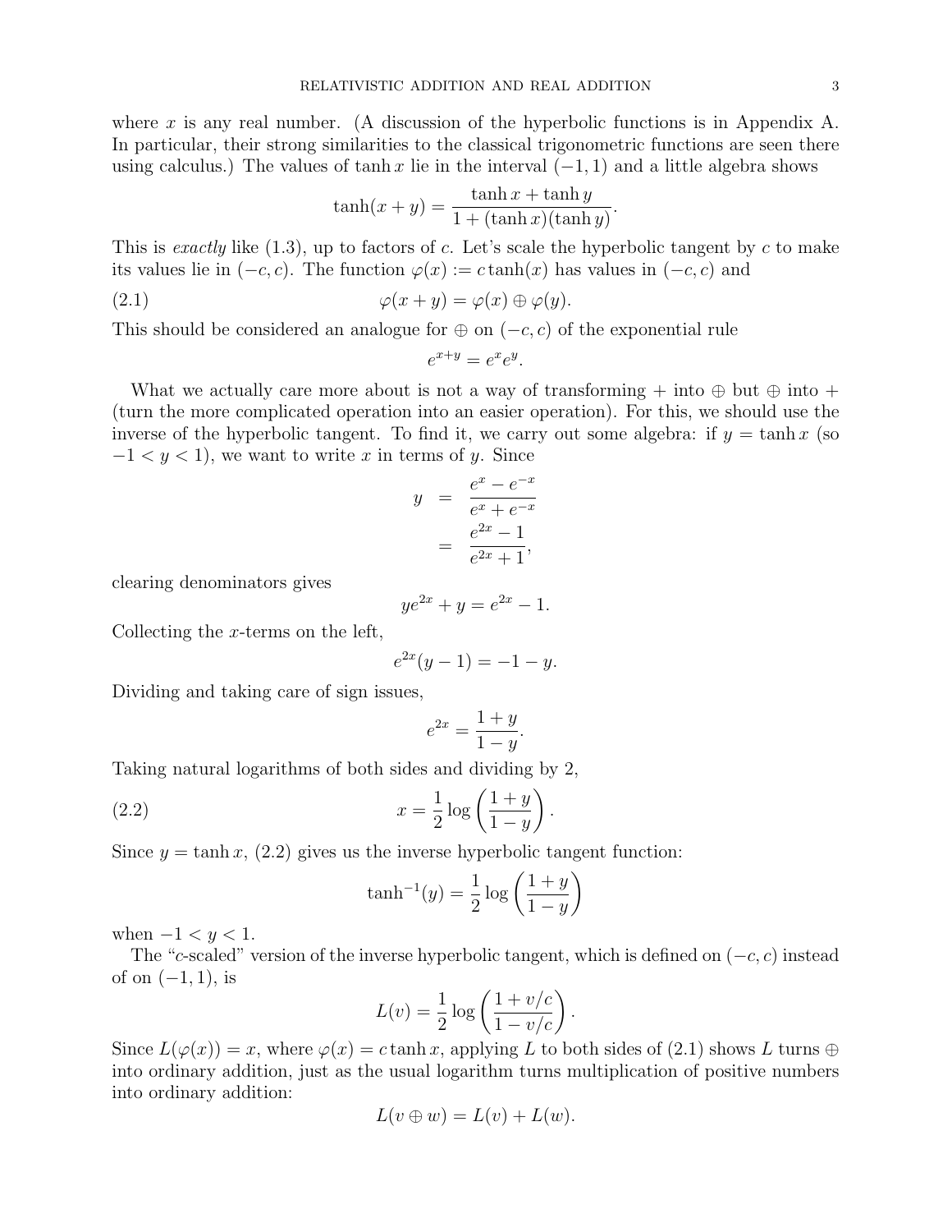where $x$ is any real number. (A discussion of the hyperbolic functions is in Appendix A. In particular, their strong similarities to the classical trigonometric functions are seen there using calculus.) The values of $\tanh x$ lie in the interval $(-1, 1)$ and a little algebra shows

$$\tanh(x+y) = \frac{\tanh x + \tanh y}{1 + (\tanh x)(\tanh y)}.$$

This is *exactly* like (1.3), up to factors of $c$. Let's scale the hyperbolic tangent by $c$ to make its values lie in $(-c, c)$. The function $\varphi(x) := c\tanh(x)$ has values in $(-c, c)$ and

$$\varphi(x+y) = \varphi(x) \oplus \varphi(y). \tag{2.1}$$

This should be considered an analogue for $\oplus$ on $(-c, c)$ of the exponential rule

$$e^{x+y} = e^x e^y.$$

What we actually care more about is not a way of transforming $+$ into $\oplus$ but $\oplus$ into $+$ (turn the more complicated operation into an easier operation). For this, we should use the inverse of the hyperbolic tangent. To find it, we carry out some algebra: if $y = \tanh x$ (so $-1 < y < 1$), we want to write $x$ in terms of $y$. Since

$$\begin{aligned} y &= \frac{e^x - e^{-x}}{e^x + e^{-x}} \\ &= \frac{e^{2x} - 1}{e^{2x} + 1}, \end{aligned}$$

clearing denominators gives

$$ye^{2x} + y = e^{2x} - 1.$$

Collecting the $x$-terms on the left,

$$e^{2x}(y - 1) = -1 - y.$$

Dividing and taking care of sign issues,

$$e^{2x} = \frac{1+y}{1-y}.$$

Taking natural logarithms of both sides and dividing by 2,

$$x = \frac{1}{2}\log\left(\frac{1+y}{1-y}\right). \tag{2.2}$$

Since $y = \tanh x$, (2.2) gives us the inverse hyperbolic tangent function:

$$\tanh^{-1}(y) = \frac{1}{2}\log\left(\frac{1+y}{1-y}\right)$$

when $-1 < y < 1$.

The "$c$-scaled" version of the inverse hyperbolic tangent, which is defined on $(-c, c)$ instead of on $(-1, 1)$, is

$$L(v) = \frac{1}{2}\log\left(\frac{1+v/c}{1-v/c}\right).$$

Since $L(\varphi(x)) = x$, where $\varphi(x) = c\tanh x$, applying $L$ to both sides of (2.1) shows $L$ turns $\oplus$ into ordinary addition, just as the usual logarithm turns multiplication of positive numbers into ordinary addition:

$$L(v \oplus w) = L(v) + L(w).$$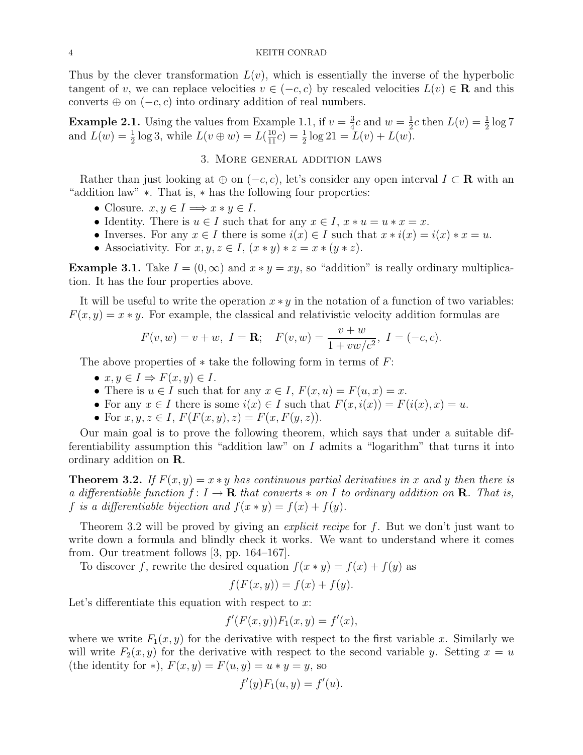Thus by the clever transformation $L(v)$, which is essentially the inverse of the hyperbolic tangent of $v$, we can replace velocities $v \in (-c, c)$ by rescaled velocities $L(v) \in \mathbf{R}$ and this converts $\oplus$ on $(-c, c)$ into ordinary addition of real numbers.

**Example 2.1.** Using the values from Example 1.1, if $v = \frac{3}{4}c$ and $w = \frac{1}{2}c$ then $L(v) = \frac{1}{2}\log 7$ and $L(w) = \frac{1}{2}\log 3$, while $L(v \oplus w) = L(\frac{10}{11}c) = \frac{1}{2}\log 21 = L(v) + L(w)$.

## 3. More general addition laws

Rather than just looking at $\oplus$ on $(-c, c)$, let's consider any open interval $I \subset \mathbf{R}$ with an "addition law" $*$. That is, $*$ has the following four properties:

- Closure. $x, y \in I \Longrightarrow x * y \in I$.
- Identity. There is $u \in I$ such that for any $x \in I$, $x * u = u * x = x$.
- Inverses. For any $x \in I$ there is some $i(x) \in I$ such that $x * i(x) = i(x) * x = u$.
- Associativity. For $x, y, z \in I$, $(x * y) * z = x * (y * z)$.

**Example 3.1.** Take $I = (0, \infty)$ and $x * y = xy$, so "addition" is really ordinary multiplication. It has the four properties above.

It will be useful to write the operation $x * y$ in the notation of a function of two variables: $F(x, y) = x * y$. For example, the classical and relativistic velocity addition formulas are

$$F(v, w) = v + w, \ I = \mathbf{R}; \quad F(v, w) = \frac{v + w}{1 + vw/c^2}, \ I = (-c, c).$$

The above properties of $*$ take the following form in terms of $F$:

- $x, y \in I \Rightarrow F(x, y) \in I$.
- There is $u \in I$ such that for any $x \in I$, $F(x, u) = F(u, x) = x$.
- For any $x \in I$ there is some $i(x) \in I$ such that $F(x, i(x)) = F(i(x), x) = u$.
- For $x, y, z \in I$, $F(F(x, y), z) = F(x, F(y, z))$.

Our main goal is to prove the following theorem, which says that under a suitable differentiability assumption this "addition law" on $I$ admits a "logarithm" that turns it into ordinary addition on $\mathbf{R}$.

**Theorem 3.2.** *If $F(x, y) = x * y$ has continuous partial derivatives in $x$ and $y$ then there is a differentiable function $f \colon I \to \mathbf{R}$ that converts $*$ on $I$ to ordinary addition on $\mathbf{R}$. That is, $f$ is a differentiable bijection and $f(x * y) = f(x) + f(y)$.*

Theorem 3.2 will be proved by giving an *explicit recipe* for $f$. But we don't just want to write down a formula and blindly check it works. We want to understand where it comes from. Our treatment follows [3, pp. 164–167].

To discover $f$, rewrite the desired equation $f(x * y) = f(x) + f(y)$ as

$$f(F(x, y)) = f(x) + f(y).$$

Let's differentiate this equation with respect to $x$:

$$f'(F(x, y))F_1(x, y) = f'(x),$$

where we write $F_1(x, y)$ for the derivative with respect to the first variable $x$. Similarly we will write $F_2(x, y)$ for the derivative with respect to the second variable $y$. Setting $x = u$ (the identity for $*$), $F(x, y) = F(u, y) = u * y = y$, so

$$f'(y)F_1(u, y) = f'(u).$$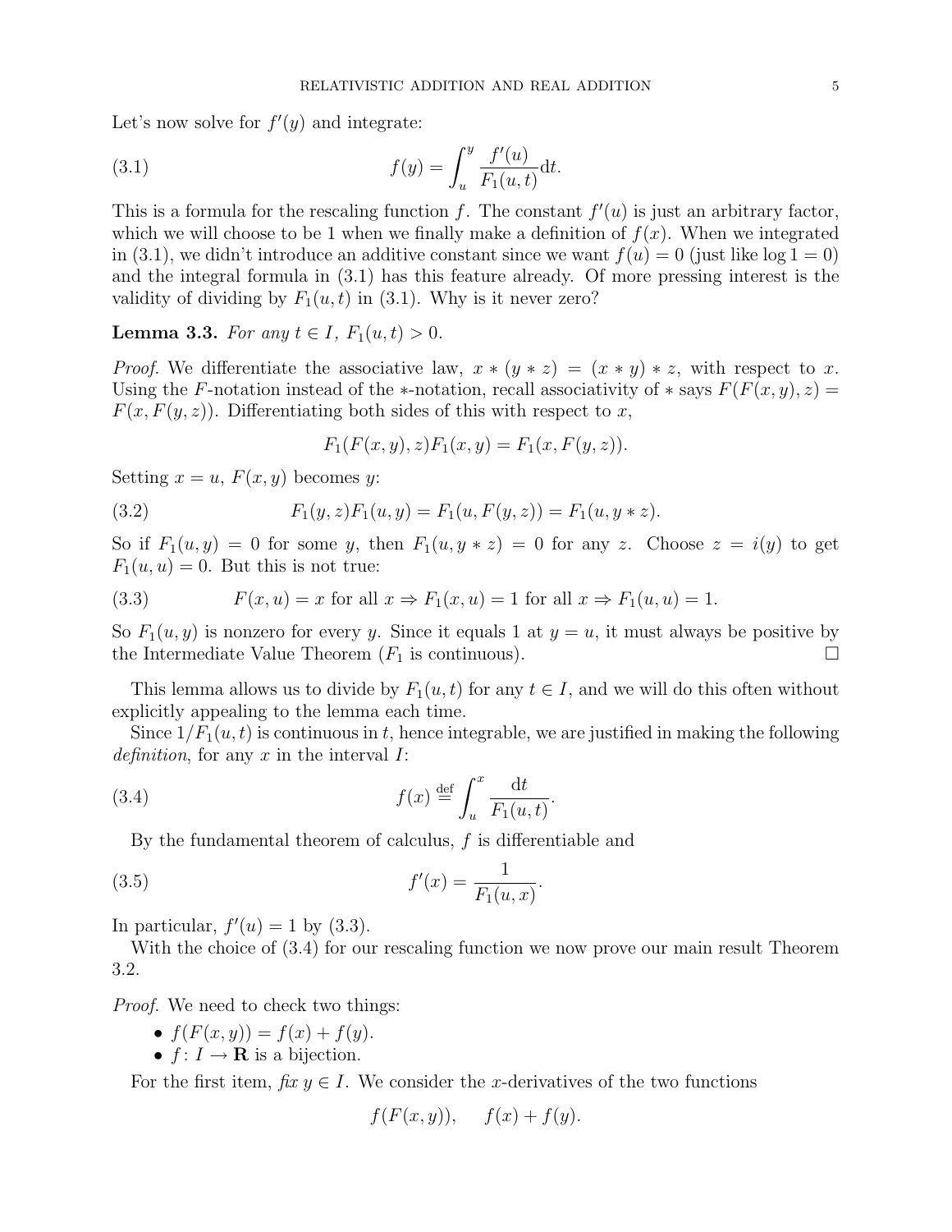Let's now solve for $f'(y)$ and integrate:

$$f(y) = \int_u^y \frac{f'(u)}{F_1(u,t)} \mathrm{d}t. \tag{3.1}$$

This is a formula for the rescaling function $f$. The constant $f'(u)$ is just an arbitrary factor, which we will choose to be 1 when we finally make a definition of $f(x)$. When we integrated in (3.1), we didn't introduce an additive constant since we want $f(u) = 0$ (just like $\log 1 = 0$) and the integral formula in (3.1) has this feature already. Of more pressing interest is the validity of dividing by $F_1(u,t)$ in (3.1). Why is it never zero?

**Lemma 3.3.** *For any $t \in I$, $F_1(u,t) > 0$.*

*Proof.* We differentiate the associative law, $x * (y * z) = (x * y) * z$, with respect to $x$. Using the $F$-notation instead of the $*$-notation, recall associativity of $*$ says $F(F(x,y),z) = F(x, F(y,z))$. Differentiating both sides of this with respect to $x$,

$$F_1(F(x,y),z)F_1(x,y) = F_1(x, F(y,z)).$$

Setting $x = u$, $F(x,y)$ becomes $y$:

$$F_1(y,z)F_1(u,y) = F_1(u, F(y,z)) = F_1(u, y * z). \tag{3.2}$$

So if $F_1(u,y) = 0$ for some $y$, then $F_1(u, y * z) = 0$ for any $z$. Choose $z = i(y)$ to get $F_1(u,u) = 0$. But this is not true:

$$F(x,u) = x \text{ for all } x \Rightarrow F_1(x,u) = 1 \text{ for all } x \Rightarrow F_1(u,u) = 1. \tag{3.3}$$

So $F_1(u,y)$ is nonzero for every $y$. Since it equals 1 at $y = u$, it must always be positive by the Intermediate Value Theorem ($F_1$ is continuous). ☐

This lemma allows us to divide by $F_1(u,t)$ for any $t \in I$, and we will do this often without explicitly appealing to the lemma each time.

Since $1/F_1(u,t)$ is continuous in $t$, hence integrable, we are justified in making the following *definition*, for any $x$ in the interval $I$:

$$f(x) \stackrel{\text{def}}{=} \int_u^x \frac{\mathrm{d}t}{F_1(u,t)}. \tag{3.4}$$

By the fundamental theorem of calculus, $f$ is differentiable and

$$f'(x) = \frac{1}{F_1(u,x)}. \tag{3.5}$$

In particular, $f'(u) = 1$ by (3.3).

With the choice of (3.4) for our rescaling function we now prove our main result Theorem 3.2.

*Proof.* We need to check two things:

- $f(F(x,y)) = f(x) + f(y)$.
- $f \colon I \to \mathbf{R}$ is a bijection.

For the first item, *fix* $y \in I$. We consider the $x$-derivatives of the two functions

$$f(F(x,y)), \quad f(x) + f(y).$$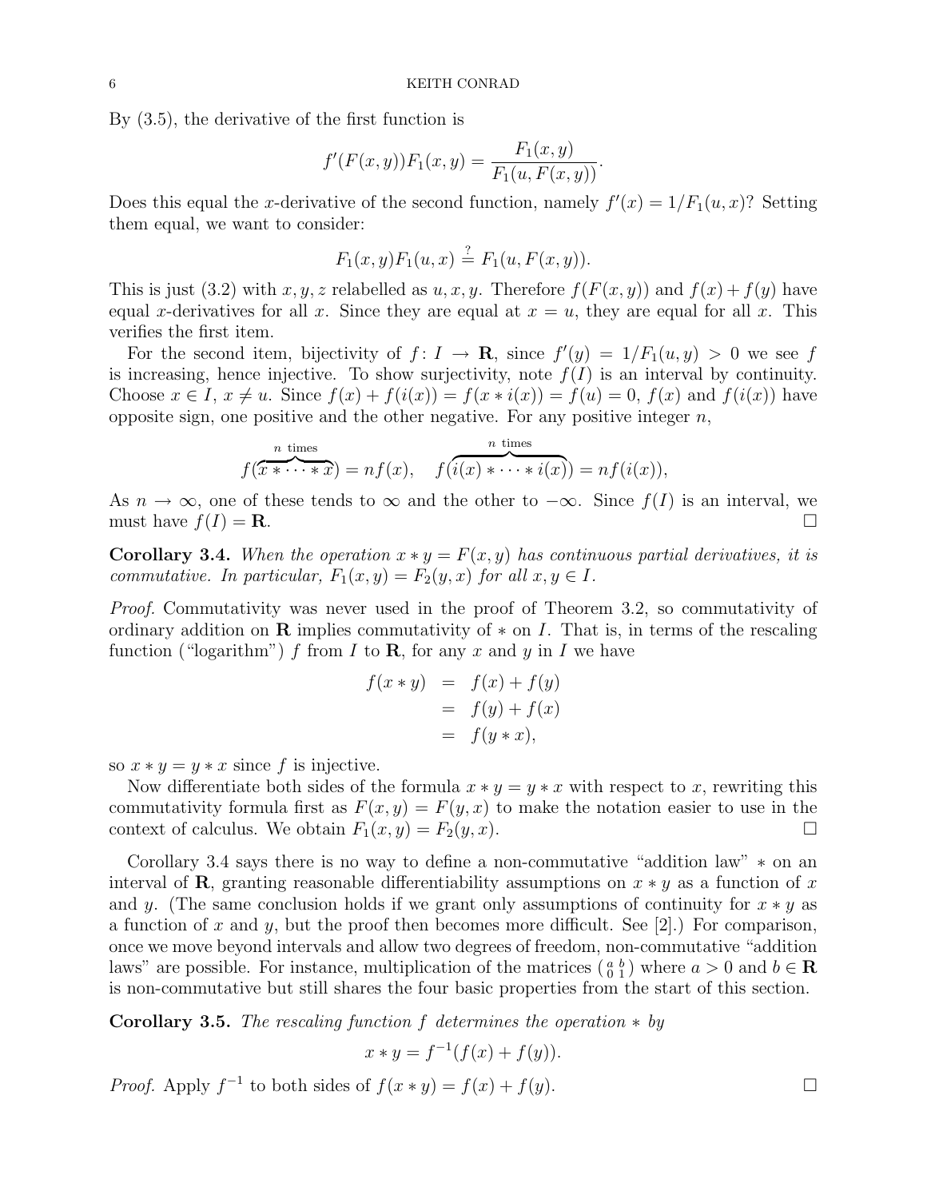By (3.5), the derivative of the first function is

$$f'(F(x,y))F_1(x,y) = \frac{F_1(x,y)}{F_1(u,F(x,y))}.$$

Does this equal the $x$-derivative of the second function, namely $f'(x) = 1/F_1(u,x)$? Setting them equal, we want to consider:

$$F_1(x,y)F_1(u,x) \stackrel{?}{=} F_1(u,F(x,y)).$$

This is just (3.2) with $x, y, z$ relabelled as $u, x, y$. Therefore $f(F(x,y))$ and $f(x) + f(y)$ have equal $x$-derivatives for all $x$. Since they are equal at $x = u$, they are equal for all $x$. This verifies the first item.

For the second item, bijectivity of $f \colon I \to \mathbf{R}$, since $f'(y) = 1/F_1(u,y) > 0$ we see $f$ is increasing, hence injective. To show surjectivity, note $f(I)$ is an interval by continuity. Choose $x \in I$, $x \neq u$. Since $f(x) + f(i(x)) = f(x * i(x)) = f(u) = 0$, $f(x)$ and $f(i(x))$ have opposite sign, one positive and the other negative. For any positive integer $n$,

$$f(\overbrace{x * \cdots * x}^{n \text{ times}}) = nf(x), \quad f(\overbrace{i(x) * \cdots * i(x)}^{n \text{ times}}) = nf(i(x)),$$

As $n \to \infty$, one of these tends to $\infty$ and the other to $-\infty$. Since $f(I)$ is an interval, we must have $f(I) = \mathbf{R}$. □

**Corollary 3.4.** *When the operation $x * y = F(x,y)$ has continuous partial derivatives, it is commutative. In particular, $F_1(x,y) = F_2(y,x)$ for all $x, y \in I$.*

*Proof.* Commutativity was never used in the proof of Theorem 3.2, so commutativity of ordinary addition on $\mathbf{R}$ implies commutativity of $*$ on $I$. That is, in terms of the rescaling function ("logarithm") $f$ from $I$ to $\mathbf{R}$, for any $x$ and $y$ in $I$ we have

$$\begin{aligned} f(x * y) &= f(x) + f(y) \\ &= f(y) + f(x) \\ &= f(y * x), \end{aligned}$$

so $x * y = y * x$ since $f$ is injective.

Now differentiate both sides of the formula $x * y = y * x$ with respect to $x$, rewriting this commutativity formula first as $F(x,y) = F(y,x)$ to make the notation easier to use in the context of calculus. We obtain $F_1(x,y) = F_2(y,x)$. □

Corollary 3.4 says there is no way to define a non-commutative "addition law" $*$ on an interval of $\mathbf{R}$, granting reasonable differentiability assumptions on $x * y$ as a function of $x$ and $y$. (The same conclusion holds if we grant only assumptions of continuity for $x * y$ as a function of $x$ and $y$, but the proof then becomes more difficult. See [2].) For comparison, once we move beyond intervals and allow two degrees of freedom, non-commutative "addition laws" are possible. For instance, multiplication of the matrices $\left(\begin{smallmatrix} a & b \\ 0 & 1 \end{smallmatrix}\right)$ where $a > 0$ and $b \in \mathbf{R}$ is non-commutative but still shares the four basic properties from the start of this section.

**Corollary 3.5.** *The rescaling function $f$ determines the operation $*$ by*

$$x * y = f^{-1}(f(x) + f(y)).$$

*Proof.* Apply $f^{-1}$ to both sides of $f(x * y) = f(x) + f(y)$. □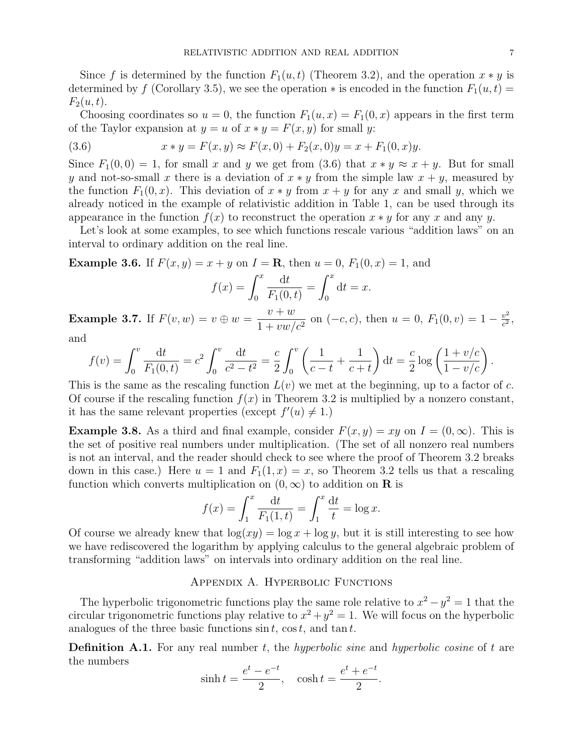Since $f$ is determined by the function $F_1(u, t)$ (Theorem 3.2), and the operation $x * y$ is determined by $f$ (Corollary 3.5), we see the operation $*$ is encoded in the function $F_1(u, t) = F_2(u, t)$.

Choosing coordinates so $u = 0$, the function $F_1(u, x) = F_1(0, x)$ appears in the first term of the Taylor expansion at $y = u$ of $x * y = F(x, y)$ for small $y$:

$$x * y = F(x, y) \approx F(x, 0) + F_2(x, 0)y = x + F_1(0, x)y. \tag{3.6}$$

Since $F_1(0, 0) = 1$, for small $x$ and $y$ we get from (3.6) that $x * y \approx x + y$. But for small $y$ and not-so-small $x$ there is a deviation of $x * y$ from the simple law $x + y$, measured by the function $F_1(0, x)$. This deviation of $x * y$ from $x + y$ for any $x$ and small $y$, which we already noticed in the example of relativistic addition in Table 1, can be used through its appearance in the function $f(x)$ to reconstruct the operation $x * y$ for any $x$ and any $y$.

Let's look at some examples, to see which functions rescale various "addition laws" on an interval to ordinary addition on the real line.

**Example 3.6.** If $F(x, y) = x + y$ on $I = \mathbf{R}$, then $u = 0$, $F_1(0, x) = 1$, and

$$f(x) = \int_0^x \frac{\mathrm{d}t}{F_1(0, t)} = \int_0^x \mathrm{d}t = x.$$

**Example 3.7.** If $F(v, w) = v \oplus w = \dfrac{v + w}{1 + vw/c^2}$ on $(-c, c)$, then $u = 0$, $F_1(0, v) = 1 - \frac{v^2}{c^2}$, and

$$f(v) = \int_0^v \frac{\mathrm{d}t}{F_1(0, t)} = c^2 \int_0^v \frac{\mathrm{d}t}{c^2 - t^2} = \frac{c}{2} \int_0^v \left( \frac{1}{c - t} + \frac{1}{c + t} \right) \mathrm{d}t = \frac{c}{2} \log \left( \frac{1 + v/c}{1 - v/c} \right).$$

This is the same as the rescaling function $L(v)$ we met at the beginning, up to a factor of $c$. Of course if the rescaling function $f(x)$ in Theorem 3.2 is multiplied by a nonzero constant, it has the same relevant properties (except $f'(u) \neq 1$.)

**Example 3.8.** As a third and final example, consider $F(x, y) = xy$ on $I = (0, \infty)$. This is the set of positive real numbers under multiplication. (The set of all nonzero real numbers is not an interval, and the reader should check to see where the proof of Theorem 3.2 breaks down in this case.) Here $u = 1$ and $F_1(1, x) = x$, so Theorem 3.2 tells us that a rescaling function which converts multiplication on $(0, \infty)$ to addition on $\mathbf{R}$ is

$$f(x) = \int_1^x \frac{\mathrm{d}t}{F_1(1, t)} = \int_1^x \frac{\mathrm{d}t}{t} = \log x.$$

Of course we already knew that $\log(xy) = \log x + \log y$, but it is still interesting to see how we have rediscovered the logarithm by applying calculus to the general algebraic problem of transforming "addition laws" on intervals into ordinary addition on the real line.

## Appendix A. Hyperbolic Functions

The hyperbolic trigonometric functions play the same role relative to $x^2 - y^2 = 1$ that the circular trigonometric functions play relative to $x^2 + y^2 = 1$. We will focus on the hyperbolic analogues of the three basic functions $\sin t$, $\cos t$, and $\tan t$.

**Definition A.1.** For any real number $t$, the *hyperbolic sine* and *hyperbolic cosine* of $t$ are the numbers

$$\sinh t = \frac{e^t - e^{-t}}{2}, \quad \cosh t = \frac{e^t + e^{-t}}{2}.$$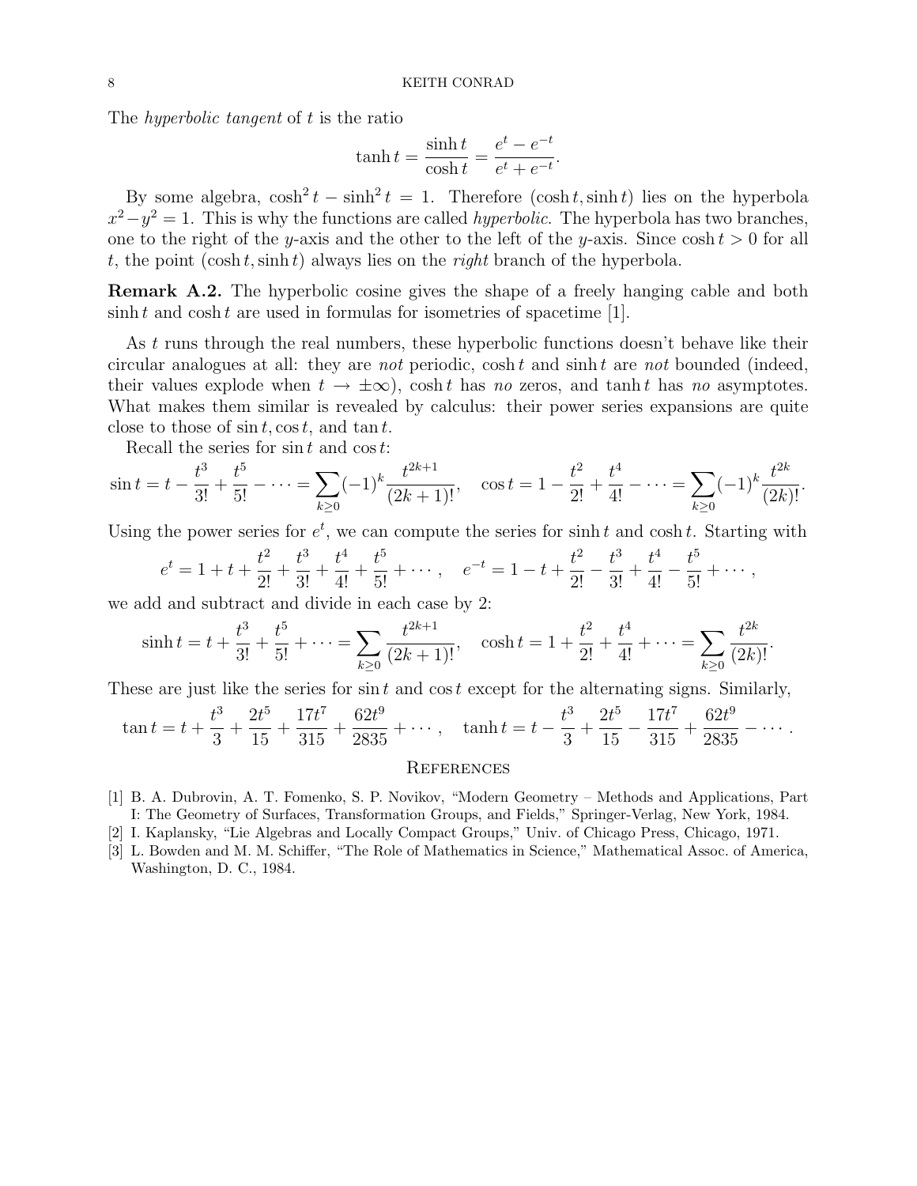The *hyperbolic tangent* of $t$ is the ratio

$$\tanh t = \frac{\sinh t}{\cosh t} = \frac{e^t - e^{-t}}{e^t + e^{-t}}.$$

By some algebra, $\cosh^2 t - \sinh^2 t = 1$. Therefore $(\cosh t, \sinh t)$ lies on the hyperbola $x^2 - y^2 = 1$. This is why the functions are called *hyperbolic*. The hyperbola has two branches, one to the right of the $y$-axis and the other to the left of the $y$-axis. Since $\cosh t > 0$ for all $t$, the point $(\cosh t, \sinh t)$ always lies on the *right* branch of the hyperbola.

**Remark A.2.** The hyperbolic cosine gives the shape of a freely hanging cable and both $\sinh t$ and $\cosh t$ are used in formulas for isometries of spacetime [1].

As $t$ runs through the real numbers, these hyperbolic functions doesn't behave like their circular analogues at all: they are *not* periodic, $\cosh t$ and $\sinh t$ are *not* bounded (indeed, their values explode when $t \to \pm\infty$), $\cosh t$ has *no* zeros, and $\tanh t$ has *no* asymptotes. What makes them similar is revealed by calculus: their power series expansions are quite close to those of $\sin t, \cos t$, and $\tan t$.

Recall the series for $\sin t$ and $\cos t$:

$$\sin t = t - \frac{t^3}{3!} + \frac{t^5}{5!} - \cdots = \sum_{k \geq 0} (-1)^k \frac{t^{2k+1}}{(2k+1)!}, \quad \cos t = 1 - \frac{t^2}{2!} + \frac{t^4}{4!} - \cdots = \sum_{k \geq 0} (-1)^k \frac{t^{2k}}{(2k)!}.$$

Using the power series for $e^t$, we can compute the series for $\sinh t$ and $\cosh t$. Starting with

$$e^t = 1 + t + \frac{t^2}{2!} + \frac{t^3}{3!} + \frac{t^4}{4!} + \frac{t^5}{5!} + \cdots, \quad e^{-t} = 1 - t + \frac{t^2}{2!} - \frac{t^3}{3!} + \frac{t^4}{4!} - \frac{t^5}{5!} + \cdots,$$

we add and subtract and divide in each case by 2:

$$\sinh t = t + \frac{t^3}{3!} + \frac{t^5}{5!} + \cdots = \sum_{k \geq 0} \frac{t^{2k+1}}{(2k+1)!}, \quad \cosh t = 1 + \frac{t^2}{2!} + \frac{t^4}{4!} + \cdots = \sum_{k \geq 0} \frac{t^{2k}}{(2k)!}.$$

These are just like the series for $\sin t$ and $\cos t$ except for the alternating signs. Similarly,

$$\tan t = t + \frac{t^3}{3} + \frac{2t^5}{15} + \frac{17t^7}{315} + \frac{62t^9}{2835} + \cdots, \quad \tanh t = t - \frac{t^3}{3} + \frac{2t^5}{15} - \frac{17t^7}{315} + \frac{62t^9}{2835} - \cdots.$$

## References

[1] B. A. Dubrovin, A. T. Fomenko, S. P. Novikov, "Modern Geometry – Methods and Applications, Part I: The Geometry of Surfaces, Transformation Groups, and Fields," Springer-Verlag, New York, 1984.

[2] I. Kaplansky, "Lie Algebras and Locally Compact Groups," Univ. of Chicago Press, Chicago, 1971.

[3] L. Bowden and M. M. Schiffer, "The Role of Mathematics in Science," Mathematical Assoc. of America, Washington, D. C., 1984.